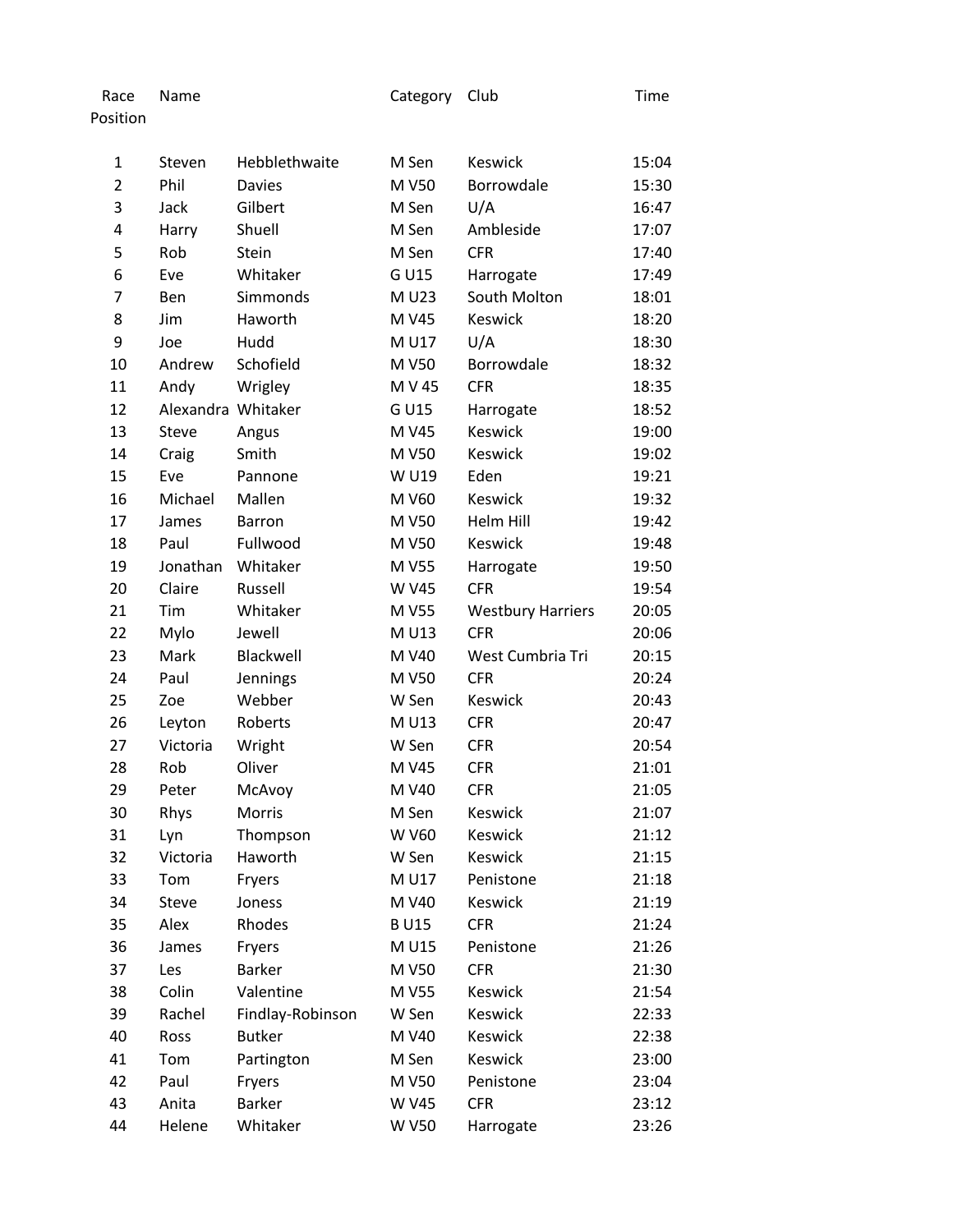| Race Position | Name | | Category | Club | Time |
|---|---|---|---|---|---|
| 1 | Steven | Hebblethwaite | M Sen | Keswick | 15:04 |
| 2 | Phil | Davies | M V50 | Borrowdale | 15:30 |
| 3 | Jack | Gilbert | M Sen | U/A | 16:47 |
| 4 | Harry | Shuell | M Sen | Ambleside | 17:07 |
| 5 | Rob | Stein | M Sen | CFR | 17:40 |
| 6 | Eve | Whitaker | G U15 | Harrogate | 17:49 |
| 7 | Ben | Simmonds | M U23 | South Molton | 18:01 |
| 8 | Jim | Haworth | M V45 | Keswick | 18:20 |
| 9 | Joe | Hudd | M U17 | U/A | 18:30 |
| 10 | Andrew | Schofield | M V50 | Borrowdale | 18:32 |
| 11 | Andy | Wrigley | M V 45 | CFR | 18:35 |
| 12 | Alexandra | Whitaker | G U15 | Harrogate | 18:52 |
| 13 | Steve | Angus | M V45 | Keswick | 19:00 |
| 14 | Craig | Smith | M V50 | Keswick | 19:02 |
| 15 | Eve | Pannone | W U19 | Eden | 19:21 |
| 16 | Michael | Mallen | M V60 | Keswick | 19:32 |
| 17 | James | Barron | M V50 | Helm Hill | 19:42 |
| 18 | Paul | Fullwood | M V50 | Keswick | 19:48 |
| 19 | Jonathan | Whitaker | M V55 | Harrogate | 19:50 |
| 20 | Claire | Russell | W V45 | CFR | 19:54 |
| 21 | Tim | Whitaker | M V55 | Westbury Harriers | 20:05 |
| 22 | Mylo | Jewell | M U13 | CFR | 20:06 |
| 23 | Mark | Blackwell | M V40 | West Cumbria Tri | 20:15 |
| 24 | Paul | Jennings | M V50 | CFR | 20:24 |
| 25 | Zoe | Webber | W Sen | Keswick | 20:43 |
| 26 | Leyton | Roberts | M U13 | CFR | 20:47 |
| 27 | Victoria | Wright | W Sen | CFR | 20:54 |
| 28 | Rob | Oliver | M V45 | CFR | 21:01 |
| 29 | Peter | McAvoy | M V40 | CFR | 21:05 |
| 30 | Rhys | Morris | M Sen | Keswick | 21:07 |
| 31 | Lyn | Thompson | W V60 | Keswick | 21:12 |
| 32 | Victoria | Haworth | W Sen | Keswick | 21:15 |
| 33 | Tom | Fryers | M U17 | Penistone | 21:18 |
| 34 | Steve | Joness | M V40 | Keswick | 21:19 |
| 35 | Alex | Rhodes | B U15 | CFR | 21:24 |
| 36 | James | Fryers | M U15 | Penistone | 21:26 |
| 37 | Les | Barker | M V50 | CFR | 21:30 |
| 38 | Colin | Valentine | M V55 | Keswick | 21:54 |
| 39 | Rachel | Findlay-Robinson | W Sen | Keswick | 22:33 |
| 40 | Ross | Butker | M V40 | Keswick | 22:38 |
| 41 | Tom | Partington | M Sen | Keswick | 23:00 |
| 42 | Paul | Fryers | M V50 | Penistone | 23:04 |
| 43 | Anita | Barker | W V45 | CFR | 23:12 |
| 44 | Helene | Whitaker | W V50 | Harrogate | 23:26 |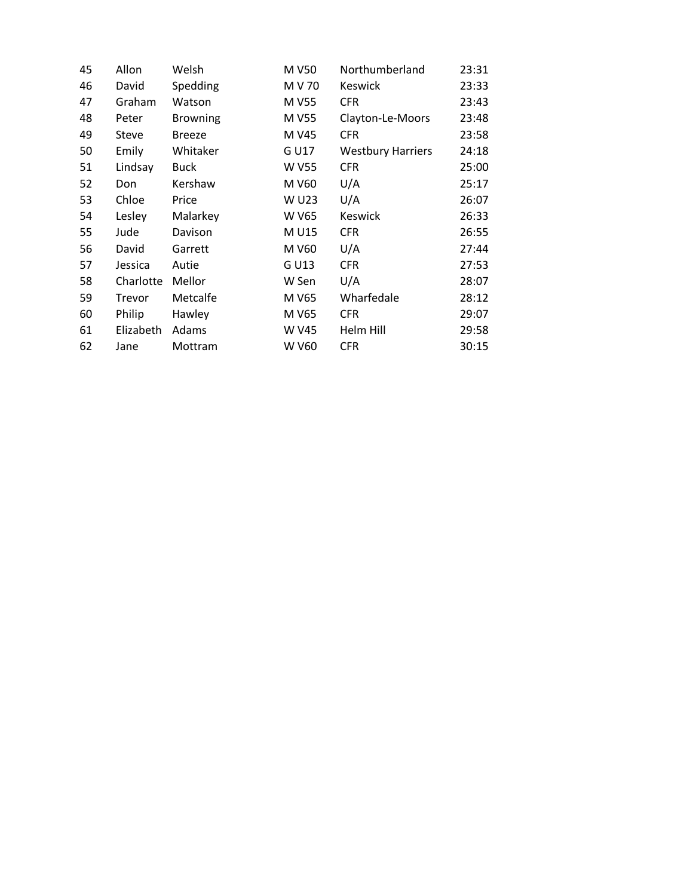| | | | | | |
|---|---|---|---|---|---|
| 45 | Allon | Welsh | M V50 | Northumberland | 23:31 |
| 46 | David | Spedding | M V 70 | Keswick | 23:33 |
| 47 | Graham | Watson | M V55 | CFR | 23:43 |
| 48 | Peter | Browning | M V55 | Clayton-Le-Moors | 23:48 |
| 49 | Steve | Breeze | M V45 | CFR | 23:58 |
| 50 | Emily | Whitaker | G U17 | Westbury Harriers | 24:18 |
| 51 | Lindsay | Buck | W V55 | CFR | 25:00 |
| 52 | Don | Kershaw | M V60 | U/A | 25:17 |
| 53 | Chloe | Price | W U23 | U/A | 26:07 |
| 54 | Lesley | Malarkey | W V65 | Keswick | 26:33 |
| 55 | Jude | Davison | M U15 | CFR | 26:55 |
| 56 | David | Garrett | M V60 | U/A | 27:44 |
| 57 | Jessica | Autie | G U13 | CFR | 27:53 |
| 58 | Charlotte | Mellor | W Sen | U/A | 28:07 |
| 59 | Trevor | Metcalfe | M V65 | Wharfedale | 28:12 |
| 60 | Philip | Hawley | M V65 | CFR | 29:07 |
| 61 | Elizabeth | Adams | W V45 | Helm Hill | 29:58 |
| 62 | Jane | Mottram | W V60 | CFR | 30:15 |